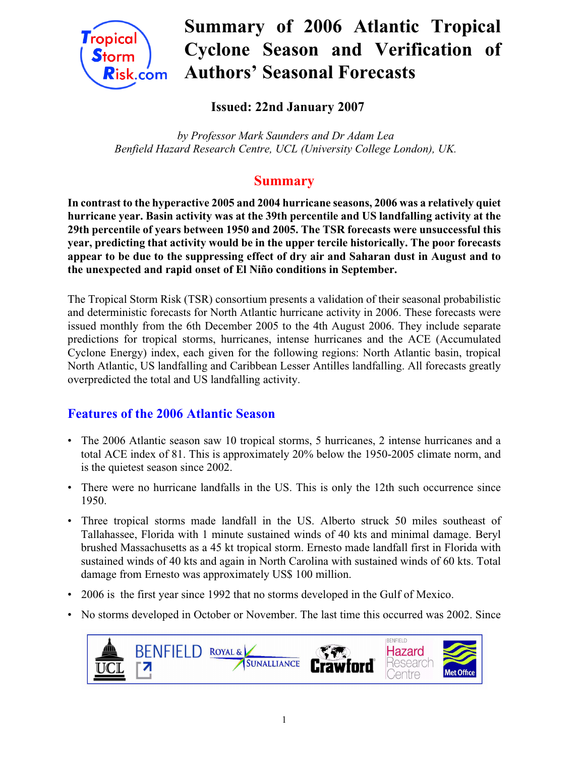# Summary of 2006 Atlantic Tropical Cyclone Season and Verification of Authors' Seasonal Forecasts

**Issued: 22nd January 2007**

*by Professor Mark Saunders and Dr Adam Lea*
*Benfield Hazard Research Centre, UCL (University College London), UK.*

## Summary

**In contrast to the hyperactive 2005 and 2004 hurricane seasons, 2006 was a relatively quiet hurricane year. Basin activity was at the 39th percentile and US landfalling activity at the 29th percentile of years between 1950 and 2005. The TSR forecasts were unsuccessful this year, predicting that activity would be in the upper tercile historically. The poor forecasts appear to be due to the suppressing effect of dry air and Saharan dust in August and to the unexpected and rapid onset of El Niño conditions in September.**

The Tropical Storm Risk (TSR) consortium presents a validation of their seasonal probabilistic and deterministic forecasts for North Atlantic hurricane activity in 2006. These forecasts were issued monthly from the 6th December 2005 to the 4th August 2006. They include separate predictions for tropical storms, hurricanes, intense hurricanes and the ACE (Accumulated Cyclone Energy) index, each given for the following regions: North Atlantic basin, tropical North Atlantic, US landfalling and Caribbean Lesser Antilles landfalling. All forecasts greatly overpredicted the total and US landfalling activity.

## Features of the 2006 Atlantic Season

- The 2006 Atlantic season saw 10 tropical storms, 5 hurricanes, 2 intense hurricanes and a total ACE index of 81. This is approximately 20% below the 1950-2005 climate norm, and is the quietest season since 2002.
- There were no hurricane landfalls in the US. This is only the 12th such occurrence since 1950.
- Three tropical storms made landfall in the US. Alberto struck 50 miles southeast of Tallahassee, Florida with 1 minute sustained winds of 40 kts and minimal damage. Beryl brushed Massachusetts as a 45 kt tropical storm. Ernesto made landfall first in Florida with sustained winds of 40 kts and again in North Carolina with sustained winds of 60 kts. Total damage from Ernesto was approximately US$ 100 million.
- 2006 is the first year since 1992 that no storms developed in the Gulf of Mexico.
- No storms developed in October or November. The last time this occurred was 2002. Since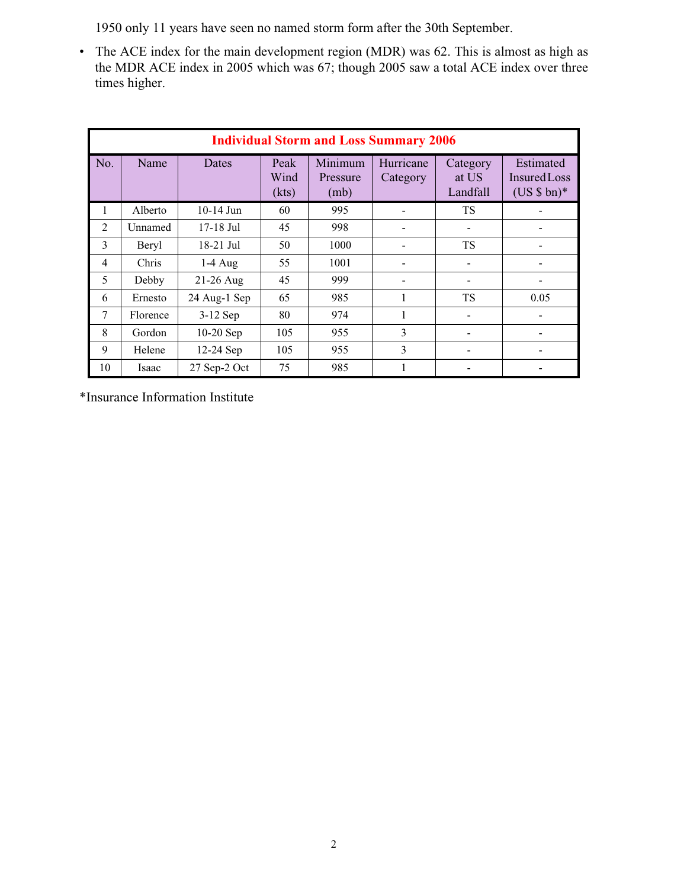1950 only 11 years have seen no named storm form after the 30th September.

- The ACE index for the main development region (MDR) was 62. This is almost as high as the MDR ACE index in 2005 which was 67; though 2005 saw a total ACE index over three times higher.

| Individual Storm and Loss Summary 2006 | | | | | | | |
|---|---|---|---|---|---|---|---|
| No. | Name | Dates | Peak Wind (kts) | Minimum Pressure (mb) | Hurricane Category | Category at US Landfall | Estimated Insured Loss (US $ bn)* |
| 1 | Alberto | 10-14 Jun | 60 | 995 | - | TS | - |
| 2 | Unnamed | 17-18 Jul | 45 | 998 | - | - | - |
| 3 | Beryl | 18-21 Jul | 50 | 1000 | - | TS | - |
| 4 | Chris | 1-4 Aug | 55 | 1001 | - | - | - |
| 5 | Debby | 21-26 Aug | 45 | 999 | - | - | - |
| 6 | Ernesto | 24 Aug-1 Sep | 65 | 985 | 1 | TS | 0.05 |
| 7 | Florence | 3-12 Sep | 80 | 974 | 1 | - | - |
| 8 | Gordon | 10-20 Sep | 105 | 955 | 3 | - | - |
| 9 | Helene | 12-24 Sep | 105 | 955 | 3 | - | - |
| 10 | Isaac | 27 Sep-2 Oct | 75 | 985 | 1 | - | - |

*Insurance Information Institute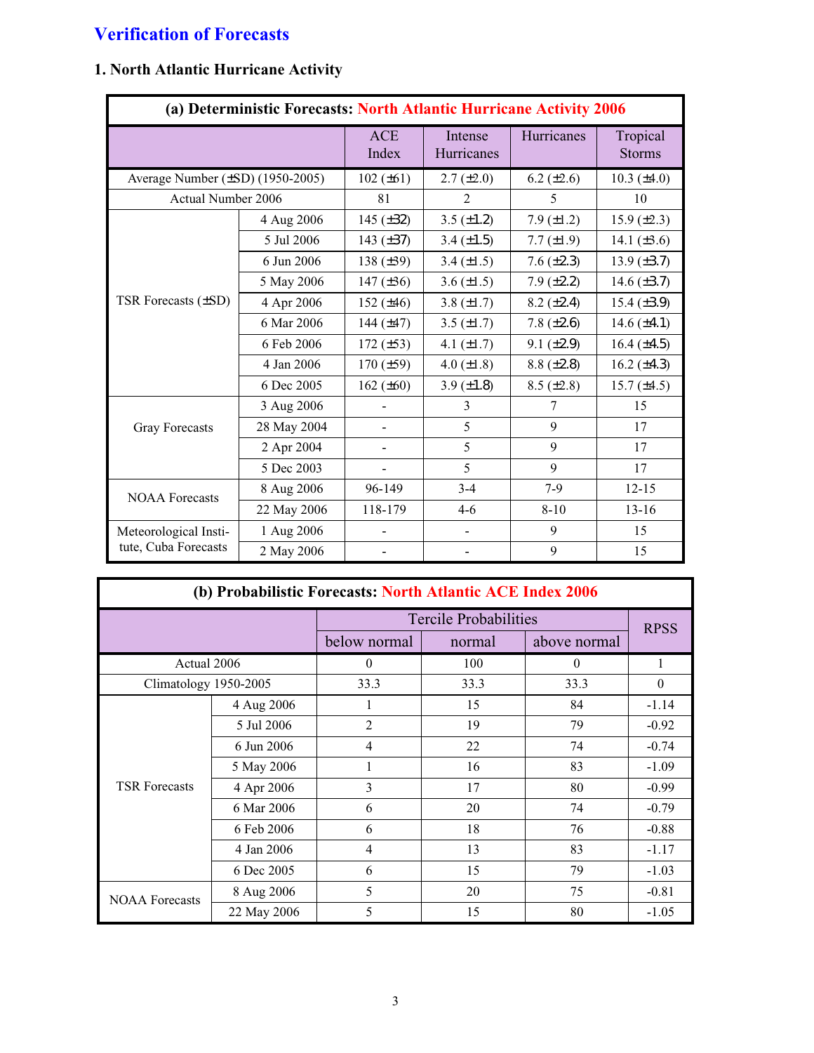# Verification of Forecasts

## 1. North Atlantic Hurricane Activity

| (a) Deterministic Forecasts: North Atlantic Hurricane Activity 2006 | | | | | |
|---|---|---|---|---|---|
| | | ACE Index | Intense Hurricanes | Hurricanes | Tropical Storms |
| Average Number (±SD) (1950-2005) | | 102 (±61) | 2.7 (±2.0) | 6.2 (±2.6) | 10.3 (±4.0) |
| Actual Number 2006 | | 81 | 2 | 5 | 10 |
| TSR Forecasts (±SD) | 4 Aug 2006 | 145 (±32) | 3.5 (±1.2) | 7.9 (±1.2) | 15.9 (±2.3) |
| | 5 Jul 2006 | 143 (±37) | 3.4 (±1.5) | 7.7 (±1.9) | 14.1 (±3.6) |
| | 6 Jun 2006 | 138 (±39) | 3.4 (±1.5) | 7.6 (±2.3) | 13.9 (±3.7) |
| | 5 May 2006 | 147 (±36) | 3.6 (±1.5) | 7.9 (±2.2) | 14.6 (±3.7) |
| | 4 Apr 2006 | 152 (±46) | 3.8 (±1.7) | 8.2 (±2.4) | 15.4 (±3.9) |
| | 6 Mar 2006 | 144 (±47) | 3.5 (±1.7) | 7.8 (±2.6) | 14.6 (±4.1) |
| | 6 Feb 2006 | 172 (±53) | 4.1 (±1.7) | 9.1 (±2.9) | 16.4 (±4.5) |
| | 4 Jan 2006 | 170 (±59) | 4.0 (±1.8) | 8.8 (±2.8) | 16.2 (±4.3) |
| | 6 Dec 2005 | 162 (±60) | 3.9 (±1.8) | 8.5 (±2.8) | 15.7 (±4.5) |
| Gray Forecasts | 3 Aug 2006 | - | 3 | 7 | 15 |
| | 28 May 2004 | - | 5 | 9 | 17 |
| | 2 Apr 2004 | - | 5 | 9 | 17 |
| | 5 Dec 2003 | - | 5 | 9 | 17 |
| NOAA Forecasts | 8 Aug 2006 | 96-149 | 3-4 | 7-9 | 12-15 |
| | 22 May 2006 | 118-179 | 4-6 | 8-10 | 13-16 |
| Meteorological Institute, Cuba Forecasts | 1 Aug 2006 | - | - | 9 | 15 |
| | 2 May 2006 | - | - | 9 | 15 |

| (b) Probabilistic Forecasts: North Atlantic ACE Index 2006 | | | | | |
|---|---|---|---|---|---|
| | | Tercile Probabilities | | | RPSS |
| | | below normal | normal | above normal | |
| Actual 2006 | | 0 | 100 | 0 | 1 |
| Climatology 1950-2005 | | 33.3 | 33.3 | 33.3 | 0 |
| TSR Forecasts | 4 Aug 2006 | 1 | 15 | 84 | -1.14 |
| | 5 Jul 2006 | 2 | 19 | 79 | -0.92 |
| | 6 Jun 2006 | 4 | 22 | 74 | -0.74 |
| | 5 May 2006 | 1 | 16 | 83 | -1.09 |
| | 4 Apr 2006 | 3 | 17 | 80 | -0.99 |
| | 6 Mar 2006 | 6 | 20 | 74 | -0.79 |
| | 6 Feb 2006 | 6 | 18 | 76 | -0.88 |
| | 4 Jan 2006 | 4 | 13 | 83 | -1.17 |
| | 6 Dec 2005 | 6 | 15 | 79 | -1.03 |
| NOAA Forecasts | 8 Aug 2006 | 5 | 20 | 75 | -0.81 |
| | 22 May 2006 | 5 | 15 | 80 | -1.05 |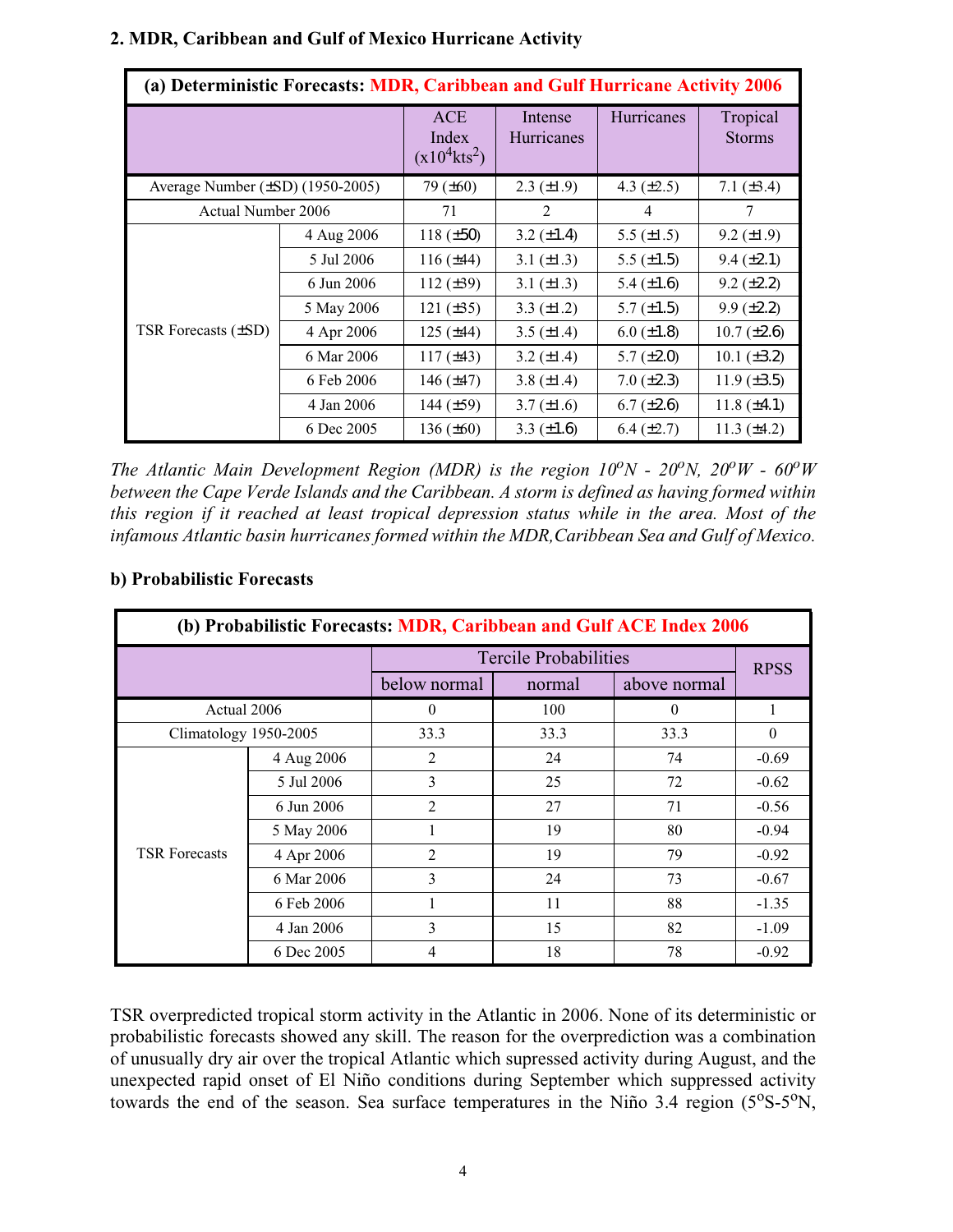## 2. MDR, Caribbean and Gulf of Mexico Hurricane Activity

| (a) Deterministic Forecasts: MDR, Caribbean and Gulf Hurricane Activity 2006 | | ACE Index ($x10^4 kts^2$) | Intense Hurricanes | Hurricanes | Tropical Storms |
|---|---|---|---|---|---|
| Average Number (±SD) (1950-2005) | | 79 (±60) | 2.3 (±1.9) | 4.3 (±2.5) | 7.1 (±3.4) |
| Actual Number 2006 | | 71 | 2 | 4 | 7 |
| TSR Forecasts (±SD) | 4 Aug 2006 | 118 (±50) | 3.2 (±1.4) | 5.5 (±1.5) | 9.2 (±1.9) |
| | 5 Jul 2006 | 116 (±44) | 3.1 (±1.3) | 5.5 (±1.5) | 9.4 (±2.1) |
| | 6 Jun 2006 | 112 (±39) | 3.1 (±1.3) | 5.4 (±1.6) | 9.2 (±2.2) |
| | 5 May 2006 | 121 (±35) | 3.3 (±1.2) | 5.7 (±1.5) | 9.9 (±2.2) |
| | 4 Apr 2006 | 125 (±44) | 3.5 (±1.4) | 6.0 (±1.8) | 10.7 (±2.6) |
| | 6 Mar 2006 | 117 (±43) | 3.2 (±1.4) | 5.7 (±2.0) | 10.1 (±3.2) |
| | 6 Feb 2006 | 146 (±47) | 3.8 (±1.4) | 7.0 (±2.3) | 11.9 (±3.5) |
| | 4 Jan 2006 | 144 (±59) | 3.7 (±1.6) | 6.7 (±2.6) | 11.8 (±4.1) |
| | 6 Dec 2005 | 136 (±60) | 3.3 (±1.6) | 6.4 (±2.7) | 11.3 (±4.2) |

*The Atlantic Main Development Region (MDR) is the region 10°N - 20°N, 20°W - 60°W between the Cape Verde Islands and the Caribbean. A storm is defined as having formed within this region if it reached at least tropical depression status while in the area. Most of the infamous Atlantic basin hurricanes formed within the MDR, Caribbean Sea and Gulf of Mexico.*

### b) Probabilistic Forecasts

| (b) Probabilistic Forecasts: MDR, Caribbean and Gulf ACE Index 2006 | | Tercile Probabilities | | | RPSS |
|---|---|---|---|---|---|
| | | below normal | normal | above normal | |
| Actual 2006 | | 0 | 100 | 0 | 1 |
| Climatology 1950-2005 | | 33.3 | 33.3 | 33.3 | 0 |
| TSR Forecasts | 4 Aug 2006 | 2 | 24 | 74 | -0.69 |
| | 5 Jul 2006 | 3 | 25 | 72 | -0.62 |
| | 6 Jun 2006 | 2 | 27 | 71 | -0.56 |
| | 5 May 2006 | 1 | 19 | 80 | -0.94 |
| | 4 Apr 2006 | 2 | 19 | 79 | -0.92 |
| | 6 Mar 2006 | 3 | 24 | 73 | -0.67 |
| | 6 Feb 2006 | 1 | 11 | 88 | -1.35 |
| | 4 Jan 2006 | 3 | 15 | 82 | -1.09 |
| | 6 Dec 2005 | 4 | 18 | 78 | -0.92 |

TSR overpredicted tropical storm activity in the Atlantic in 2006. None of its deterministic or probabilistic forecasts showed any skill. The reason for the overprediction was a combination of unusually dry air over the tropical Atlantic which supressed activity during August, and the unexpected rapid onset of El Niño conditions during September which suppressed activity towards the end of the season. Sea surface temperatures in the Niño 3.4 region (5°S-5°N,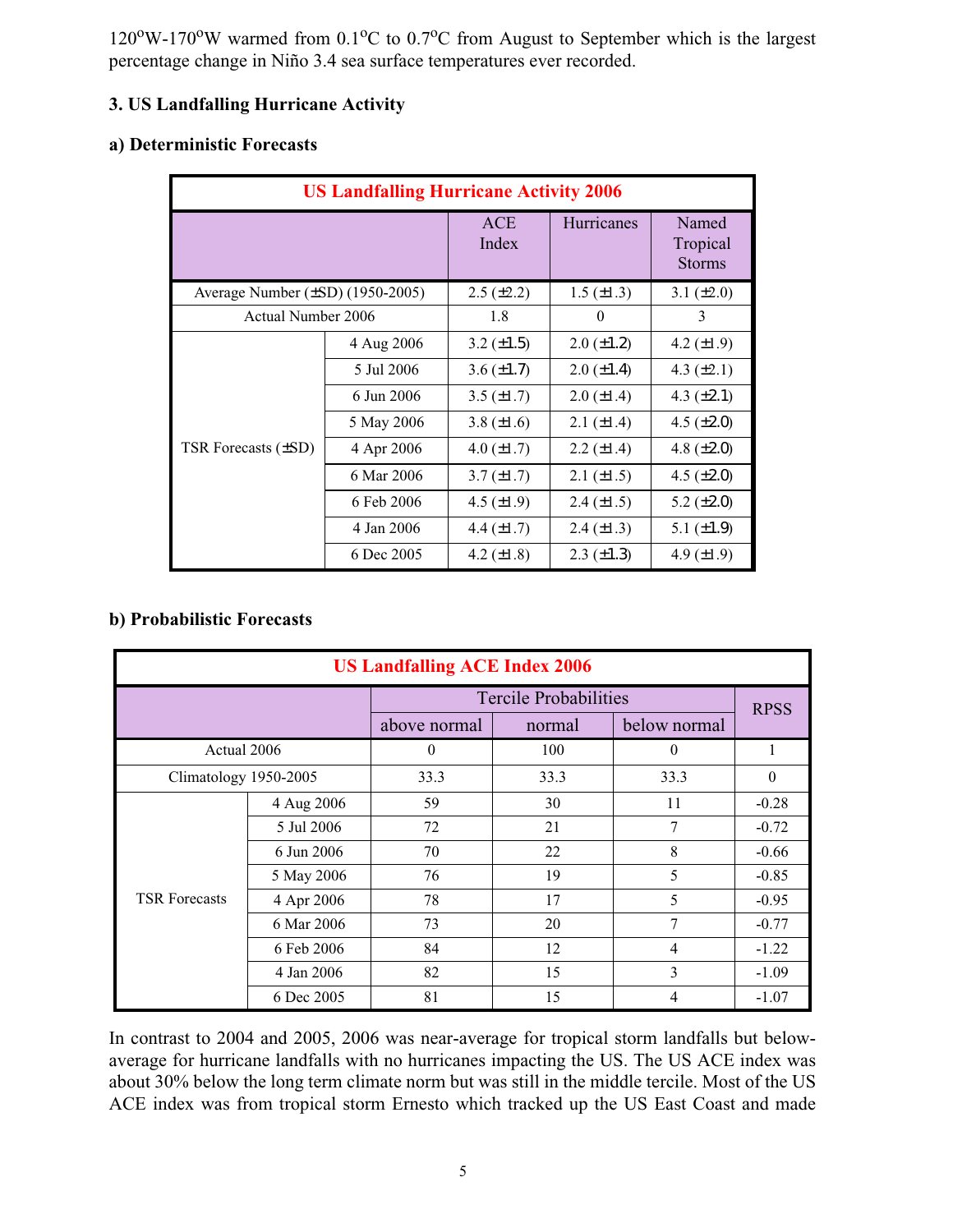120°W-170°W warmed from 0.1°C to 0.7°C from August to September which is the largest percentage change in Niño 3.4 sea surface temperatures ever recorded.

## 3. US Landfalling Hurricane Activity

### a) Deterministic Forecasts

| US Landfalling Hurricane Activity 2006 | | | | |
|---|---|---|---|---|
| | | ACE Index | Hurricanes | Named Tropical Storms |
| Average Number (±SD) (1950-2005) | | 2.5 (±2.2) | 1.5 (±1.3) | 3.1 (±2.0) |
| Actual Number 2006 | | 1.8 | 0 | 3 |
| TSR Forecasts (±SD) | 4 Aug 2006 | 3.2 (±1.5) | 2.0 (±1.2) | 4.2 (±1.9) |
| | 5 Jul 2006 | 3.6 (±1.7) | 2.0 (±1.4) | 4.3 (±2.1) |
| | 6 Jun 2006 | 3.5 (±1.7) | 2.0 (±1.4) | 4.3 (±2.1) |
| | 5 May 2006 | 3.8 (±1.6) | 2.1 (±1.4) | 4.5 (±2.0) |
| | 4 Apr 2006 | 4.0 (±1.7) | 2.2 (±1.4) | 4.8 (±2.0) |
| | 6 Mar 2006 | 3.7 (±1.7) | 2.1 (±1.5) | 4.5 (±2.0) |
| | 6 Feb 2006 | 4.5 (±1.9) | 2.4 (±1.5) | 5.2 (±2.0) |
| | 4 Jan 2006 | 4.4 (±1.7) | 2.4 (±1.3) | 5.1 (±1.9) |
| | 6 Dec 2005 | 4.2 (±1.8) | 2.3 (±1.3) | 4.9 (±1.9) |

### b) Probabilistic Forecasts

| US Landfalling ACE Index 2006 | | | | | |
|---|---|---|---|---|---|
| | | Tercile Probabilities | | | RPSS |
| | | above normal | normal | below normal | |
| Actual 2006 | | 0 | 100 | 0 | 1 |
| Climatology 1950-2005 | | 33.3 | 33.3 | 33.3 | 0 |
| TSR Forecasts | 4 Aug 2006 | 59 | 30 | 11 | -0.28 |
| | 5 Jul 2006 | 72 | 21 | 7 | -0.72 |
| | 6 Jun 2006 | 70 | 22 | 8 | -0.66 |
| | 5 May 2006 | 76 | 19 | 5 | -0.85 |
| | 4 Apr 2006 | 78 | 17 | 5 | -0.95 |
| | 6 Mar 2006 | 73 | 20 | 7 | -0.77 |
| | 6 Feb 2006 | 84 | 12 | 4 | -1.22 |
| | 4 Jan 2006 | 82 | 15 | 3 | -1.09 |
| | 6 Dec 2005 | 81 | 15 | 4 | -1.07 |

In contrast to 2004 and 2005, 2006 was near-average for tropical storm landfalls but below-average for hurricane landfalls with no hurricanes impacting the US. The US ACE index was about 30% below the long term climate norm but was still in the middle tercile. Most of the US ACE index was from tropical storm Ernesto which tracked up the US East Coast and made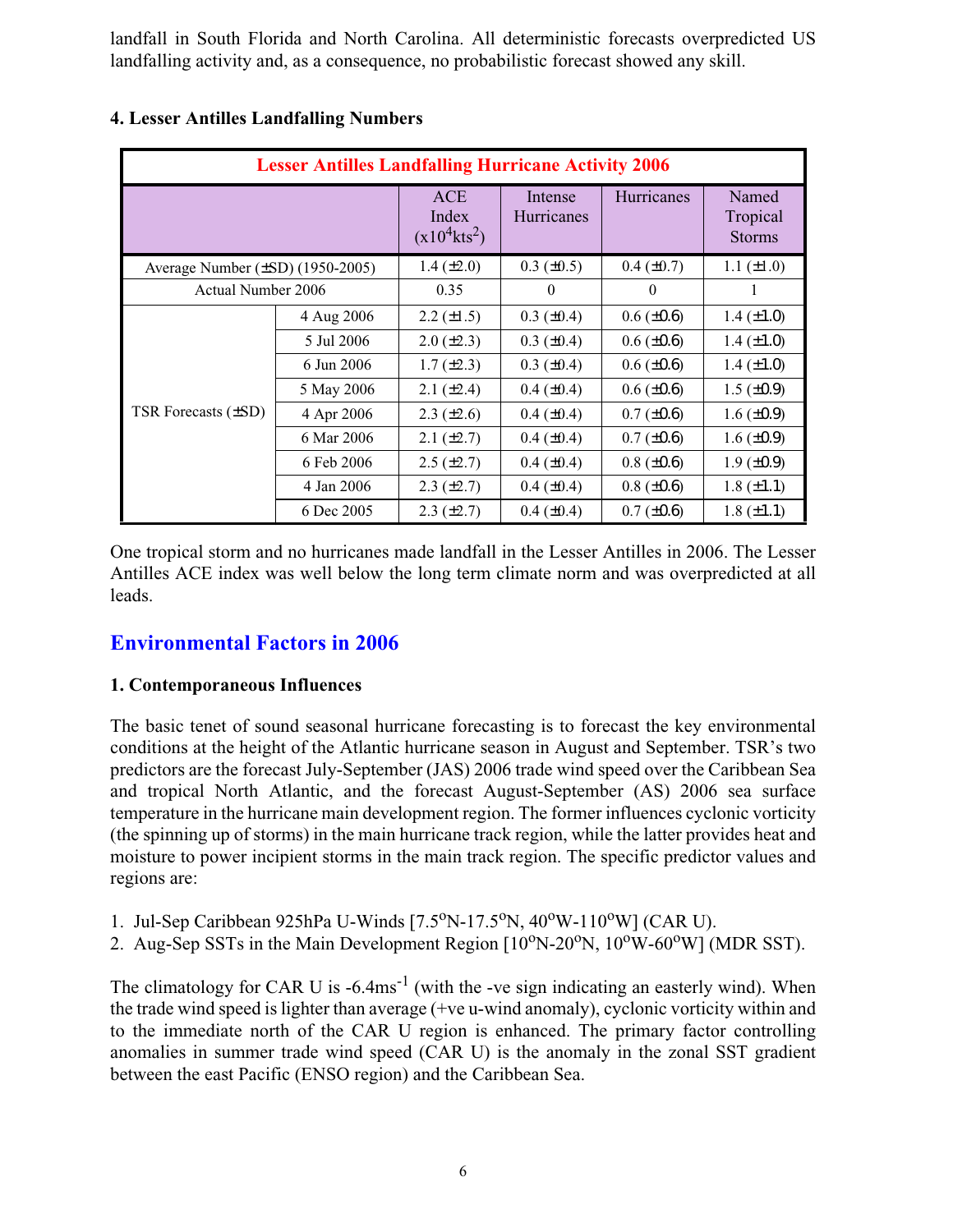landfall in South Florida and North Carolina. All deterministic forecasts overpredicted US landfalling activity and, as a consequence, no probabilistic forecast showed any skill.

**4. Lesser Antilles Landfalling Numbers**

| Lesser Antilles Landfalling Hurricane Activity 2006 | | | | | |
|---|---|---|---|---|---|
| | | ACE Index ($x10^4kts^2$) | Intense Hurricanes | Hurricanes | Named Tropical Storms |
| Average Number (±SD) (1950-2005) | | 1.4 (±2.0) | 0.3 (±0.5) | 0.4 (±0.7) | 1.1 (±1.0) |
| Actual Number 2006 | | 0.35 | 0 | 0 | 1 |
| TSR Forecasts (±SD) | 4 Aug 2006 | 2.2 (±1.5) | 0.3 (±0.4) | 0.6 (±0.6) | 1.4 (±1.0) |
| | 5 Jul 2006 | 2.0 (±2.3) | 0.3 (±0.4) | 0.6 (±0.6) | 1.4 (±1.0) |
| | 6 Jun 2006 | 1.7 (±2.3) | 0.3 (±0.4) | 0.6 (±0.6) | 1.4 (±1.0) |
| | 5 May 2006 | 2.1 (±2.4) | 0.4 (±0.4) | 0.6 (±0.6) | 1.5 (±0.9) |
| | 4 Apr 2006 | 2.3 (±2.6) | 0.4 (±0.4) | 0.7 (±0.6) | 1.6 (±0.9) |
| | 6 Mar 2006 | 2.1 (±2.7) | 0.4 (±0.4) | 0.7 (±0.6) | 1.6 (±0.9) |
| | 6 Feb 2006 | 2.5 (±2.7) | 0.4 (±0.4) | 0.8 (±0.6) | 1.9 (±0.9) |
| | 4 Jan 2006 | 2.3 (±2.7) | 0.4 (±0.4) | 0.8 (±0.6) | 1.8 (±1.1) |
| | 6 Dec 2005 | 2.3 (±2.7) | 0.4 (±0.4) | 0.7 (±0.6) | 1.8 (±1.1) |

One tropical storm and no hurricanes made landfall in the Lesser Antilles in 2006. The Lesser Antilles ACE index was well below the long term climate norm and was overpredicted at all leads.

## Environmental Factors in 2006

**1. Contemporaneous Influences**

The basic tenet of sound seasonal hurricane forecasting is to forecast the key environmental conditions at the height of the Atlantic hurricane season in August and September. TSR's two predictors are the forecast July-September (JAS) 2006 trade wind speed over the Caribbean Sea and tropical North Atlantic, and the forecast August-September (AS) 2006 sea surface temperature in the hurricane main development region. The former influences cyclonic vorticity (the spinning up of storms) in the main hurricane track region, while the latter provides heat and moisture to power incipient storms in the main track region. The specific predictor values and regions are:

1. Jul-Sep Caribbean 925hPa U-Winds [7.5°N-17.5°N, 40°W-110°W] (CAR U).
2. Aug-Sep SSTs in the Main Development Region [10°N-20°N, 10°W-60°W] (MDR SST).

The climatology for CAR U is $-6.4ms^{-1}$ (with the -ve sign indicating an easterly wind). When the trade wind speed is lighter than average (+ve u-wind anomaly), cyclonic vorticity within and to the immediate north of the CAR U region is enhanced. The primary factor controlling anomalies in summer trade wind speed (CAR U) is the anomaly in the zonal SST gradient between the east Pacific (ENSO region) and the Caribbean Sea.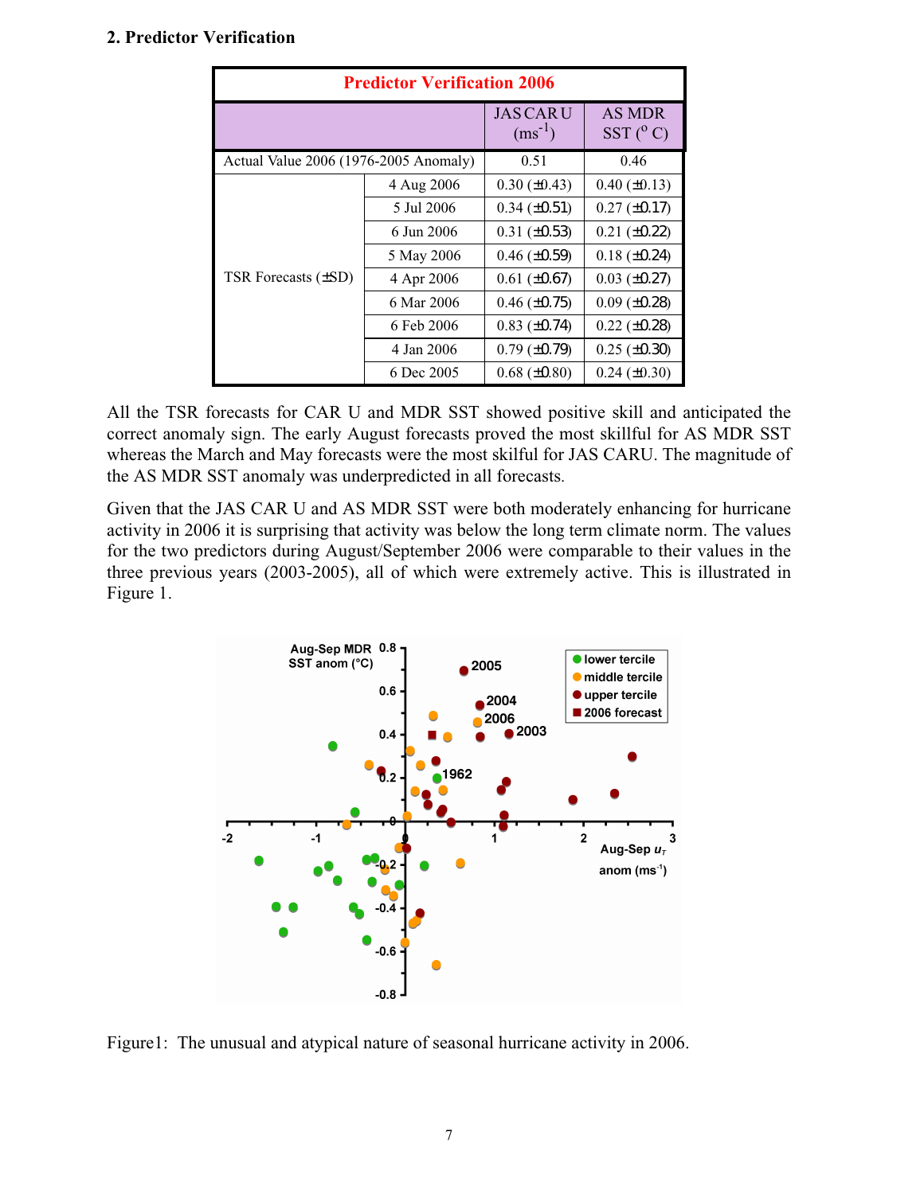## 2. Predictor Verification

| Predictor Verification 2006 | | | |
|---|---|---|---|
| | | JAS CAR U (ms$^{-1}$) | AS MDR SST ($^{o}$ C) |
| Actual Value 2006 (1976-2005 Anomaly) | | 0.51 | 0.46 |
| TSR Forecasts (±SD) | 4 Aug 2006 | 0.30 (±0.43) | 0.40 (±0.13) |
| | 5 Jul 2006 | 0.34 (±0.51) | 0.27 (±0.17) |
| | 6 Jun 2006 | 0.31 (±0.53) | 0.21 (±0.22) |
| | 5 May 2006 | 0.46 (±0.59) | 0.18 (±0.24) |
| | 4 Apr 2006 | 0.61 (±0.67) | 0.03 (±0.27) |
| | 6 Mar 2006 | 0.46 (±0.75) | 0.09 (±0.28) |
| | 6 Feb 2006 | 0.83 (±0.74) | 0.22 (±0.28) |
| | 4 Jan 2006 | 0.79 (±0.79) | 0.25 (±0.30) |
| | 6 Dec 2005 | 0.68 (±0.80) | 0.24 (±0.30) |

All the TSR forecasts for CAR U and MDR SST showed positive skill and anticipated the correct anomaly sign. The early August forecasts proved the most skillful for AS MDR SST whereas the March and May forecasts were the most skilful for JAS CARU. The magnitude of the AS MDR SST anomaly was underpredicted in all forecasts.

Given that the JAS CAR U and AS MDR SST were both moderately enhancing for hurricane activity in 2006 it is surprising that activity was below the long term climate norm. The values for the two predictors during August/September 2006 were comparable to their values in the three previous years (2003-2005), all of which were extremely active. This is illustrated in Figure 1.

Aug-Sep MDR SST anom (°C)

Aug-Sep $u_T$ anom (ms$^{-1}$)

lower tercile
middle tercile
upper tercile
2006 forecast

2005
2004
2006
2003
1962

Figure1: The unusual and atypical nature of seasonal hurricane activity in 2006.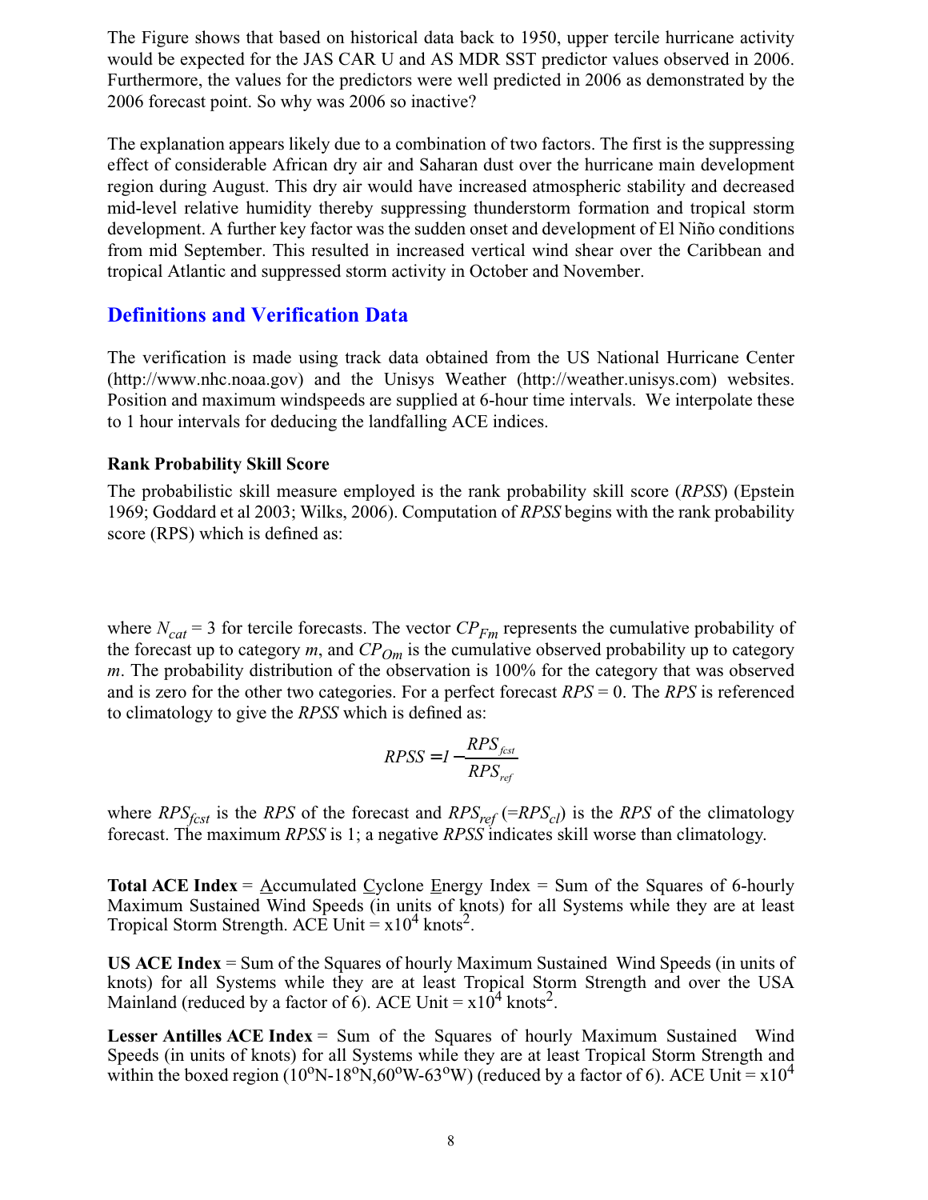The Figure shows that based on historical data back to 1950, upper tercile hurricane activity would be expected for the JAS CAR U and AS MDR SST predictor values observed in 2006. Furthermore, the values for the predictors were well predicted in 2006 as demonstrated by the 2006 forecast point. So why was 2006 so inactive?

The explanation appears likely due to a combination of two factors. The first is the suppressing effect of considerable African dry air and Saharan dust over the hurricane main development region during August. This dry air would have increased atmospheric stability and decreased mid-level relative humidity thereby suppressing thunderstorm formation and tropical storm development. A further key factor was the sudden onset and development of El Niño conditions from mid September. This resulted in increased vertical wind shear over the Caribbean and tropical Atlantic and suppressed storm activity in October and November.

## Definitions and Verification Data

The verification is made using track data obtained from the US National Hurricane Center (http://www.nhc.noaa.gov) and the Unisys Weather (http://weather.unisys.com) websites. Position and maximum windspeeds are supplied at 6-hour time intervals. We interpolate these to 1 hour intervals for deducing the landfalling ACE indices.

### Rank Probability Skill Score

The probabilistic skill measure employed is the rank probability skill score (*RPSS*) (Epstein 1969; Goddard et al 2003; Wilks, 2006). Computation of *RPSS* begins with the rank probability score (RPS) which is defined as:

where $N_{cat}$ = 3 for tercile forecasts. The vector $CP_{Fm}$ represents the cumulative probability of the forecast up to category *m*, and $CP_{Om}$ is the cumulative observed probability up to category *m*. The probability distribution of the observation is 100% for the category that was observed and is zero for the other two categories. For a perfect forecast *RPS* = 0. The *RPS* is referenced to climatology to give the *RPSS* which is defined as:

$$RPSS = 1 - \frac{RPS_{fcst}}{RPS_{ref}}$$

where $RPS_{fcst}$ is the *RPS* of the forecast and $RPS_{ref}$ (=$RPS_{cl}$) is the *RPS* of the climatology forecast. The maximum *RPSS* is 1; a negative *RPSS* indicates skill worse than climatology.

**Total ACE Index** = Accumulated Cyclone Energy Index = Sum of the Squares of 6-hourly Maximum Sustained Wind Speeds (in units of knots) for all Systems while they are at least Tropical Storm Strength. ACE Unit = $\times 10^4$ knots$^2$.

**US ACE Index** = Sum of the Squares of hourly Maximum Sustained Wind Speeds (in units of knots) for all Systems while they are at least Tropical Storm Strength and over the USA Mainland (reduced by a factor of 6). ACE Unit = $\times 10^4$ knots$^2$.

**Lesser Antilles ACE Index** = Sum of the Squares of hourly Maximum Sustained Wind Speeds (in units of knots) for all Systems while they are at least Tropical Storm Strength and within the boxed region (10°N-18°N,60°W-63°W) (reduced by a factor of 6). ACE Unit = $\times 10^4$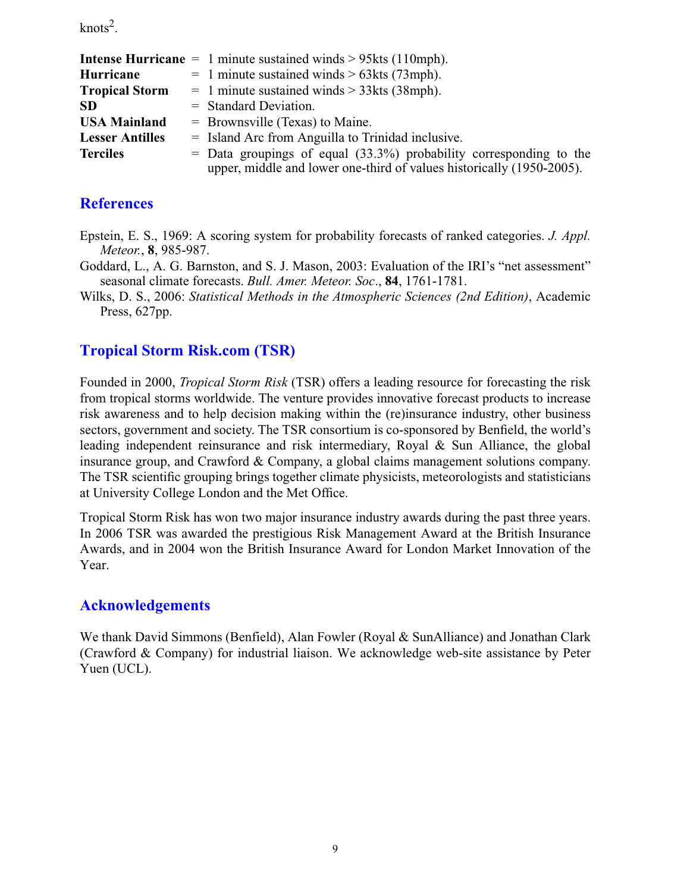knots[2].

| | | |
|---|---|---|
| **Intense Hurricane** | = | 1 minute sustained winds > 95kts (110mph). |
| **Hurricane** | = | 1 minute sustained winds > 63kts (73mph). |
| **Tropical Storm** | = | 1 minute sustained winds > 33kts (38mph). |
| **SD** | = | Standard Deviation. |
| **USA Mainland** | = | Brownsville (Texas) to Maine. |
| **Lesser Antilles** | = | Island Arc from Anguilla to Trinidad inclusive. |
| **Terciles** | = | Data groupings of equal (33.3%) probability corresponding to the upper, middle and lower one-third of values historically (1950-2005). |

## References

Epstein, E. S., 1969: A scoring system for probability forecasts of ranked categories. *J. Appl. Meteor.*, **8**, 985-987.

Goddard, L., A. G. Barnston, and S. J. Mason, 2003: Evaluation of the IRI's "net assessment" seasonal climate forecasts. *Bull. Amer. Meteor. Soc*., **84**, 1761-1781.

Wilks, D. S., 2006: *Statistical Methods in the Atmospheric Sciences (2nd Edition)*, Academic Press, 627pp.

## Tropical Storm Risk.com (TSR)

Founded in 2000, *Tropical Storm Risk* (TSR) offers a leading resource for forecasting the risk from tropical storms worldwide. The venture provides innovative forecast products to increase risk awareness and to help decision making within the (re)insurance industry, other business sectors, government and society. The TSR consortium is co-sponsored by Benfield, the world's leading independent reinsurance and risk intermediary, Royal & Sun Alliance, the global insurance group, and Crawford & Company, a global claims management solutions company. The TSR scientific grouping brings together climate physicists, meteorologists and statisticians at University College London and the Met Office.

Tropical Storm Risk has won two major insurance industry awards during the past three years. In 2006 TSR was awarded the prestigious Risk Management Award at the British Insurance Awards, and in 2004 won the British Insurance Award for London Market Innovation of the Year.

## Acknowledgements

We thank David Simmons (Benfield), Alan Fowler (Royal & SunAlliance) and Jonathan Clark (Crawford & Company) for industrial liaison. We acknowledge web-site assistance by Peter Yuen (UCL).